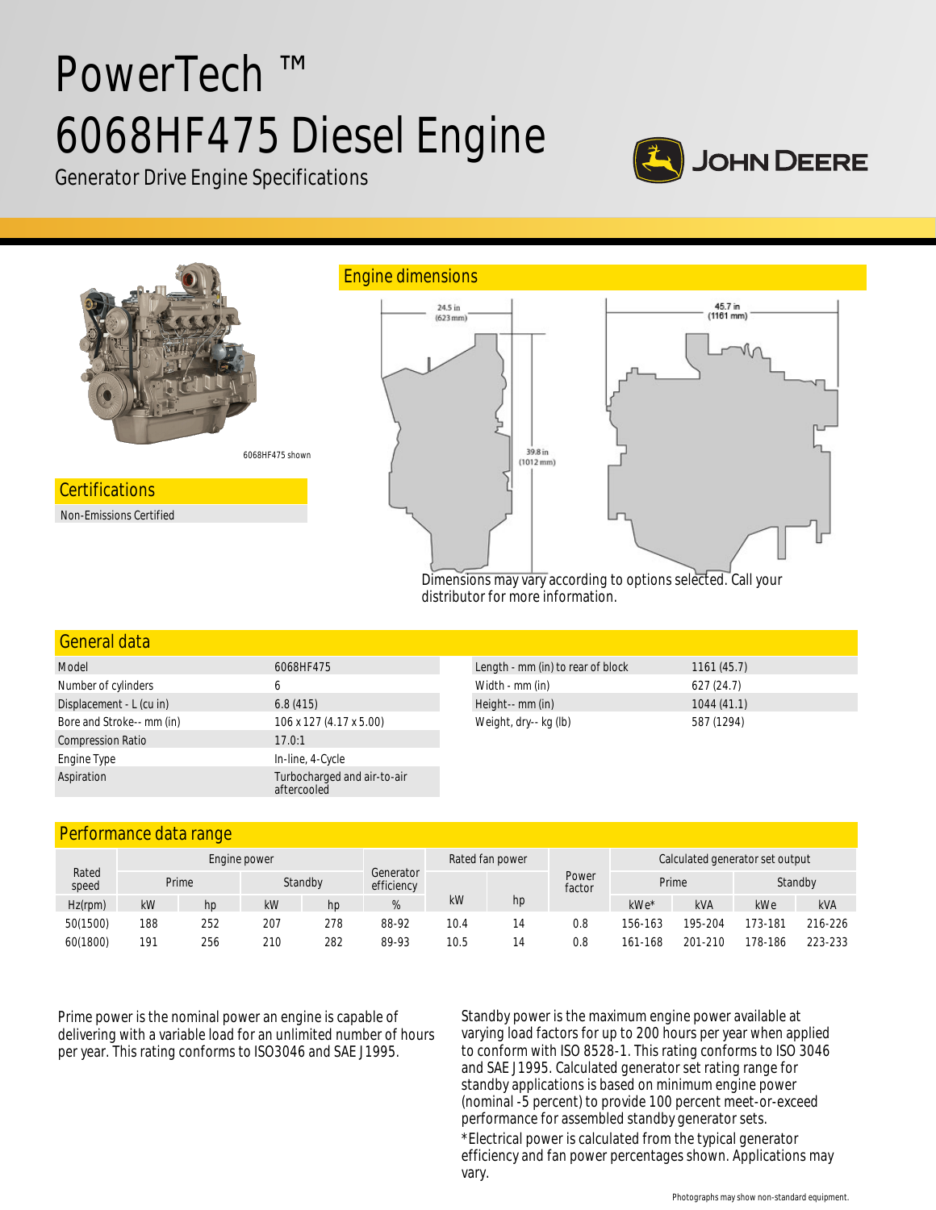# PowerTech ™ 6068HF475 Diesel Engine

Generator Drive Engine Specifications

6068HF475 shown

## Certifications

Non-Emissions Certified

## Engine dimensions

24.5 in (623 mm)

39.8 in (1012 mm)

45.7 in (1161 mm)

Dimensions may vary according to options selected. Call your distributor for more information.

## General data

| | |
|---|---|
| Model | 6068HF475 |
| Number of cylinders | 6 |
| Displacement - L (cu in) | 6.8 (415) |
| Bore and Stroke-- mm (in) | 106 x 127 (4.17 x 5.00) |
| Compression Ratio | 17.0:1 |
| Engine Type | In-line, 4-Cycle |
| Aspiration | Turbocharged and air-to-air aftercooled |

| | |
|---|---|
| Length - mm (in) to rear of block | 1161 (45.7) |
| Width - mm (in) | 627 (24.7) |
| Height-- mm (in) | 1044 (41.1) |
| Weight, dry-- kg (lb) | 587 (1294) |

## Performance data range

| Rated speed | Engine power | | | | Generator efficiency | Rated fan power | | Power factor | Calculated generator set output | | | |
|---|---|---|---|---|---|---|---|---|---|---|---|---|
| | Prime | | Standby | | | | | | Prime | | Standby | |
| Hz(rpm) | kW | hp | kW | hp | % | kW | hp | | kWe* | kVA | kWe | kVA |
| 50(1500) | 188 | 252 | 207 | 278 | 88-92 | 10.4 | 14 | 0.8 | 156-163 | 195-204 | 173-181 | 216-226 |
| 60(1800) | 191 | 256 | 210 | 282 | 89-93 | 10.5 | 14 | 0.8 | 161-168 | 201-210 | 178-186 | 223-233 |

Prime power is the nominal power an engine is capable of delivering with a variable load for an unlimited number of hours per year. This rating conforms to ISO3046 and SAE J1995.

Standby power is the maximum engine power available at varying load factors for up to 200 hours per year when applied to conform with ISO 8528-1. This rating conforms to ISO 3046 and SAE J1995. Calculated generator set rating range for standby applications is based on minimum engine power (nominal -5 percent) to provide 100 percent meet-or-exceed performance for assembled standby generator sets.

*Electrical power is calculated from the typical generator efficiency and fan power percentages shown. Applications may vary.

Photographs may show non-standard equipment.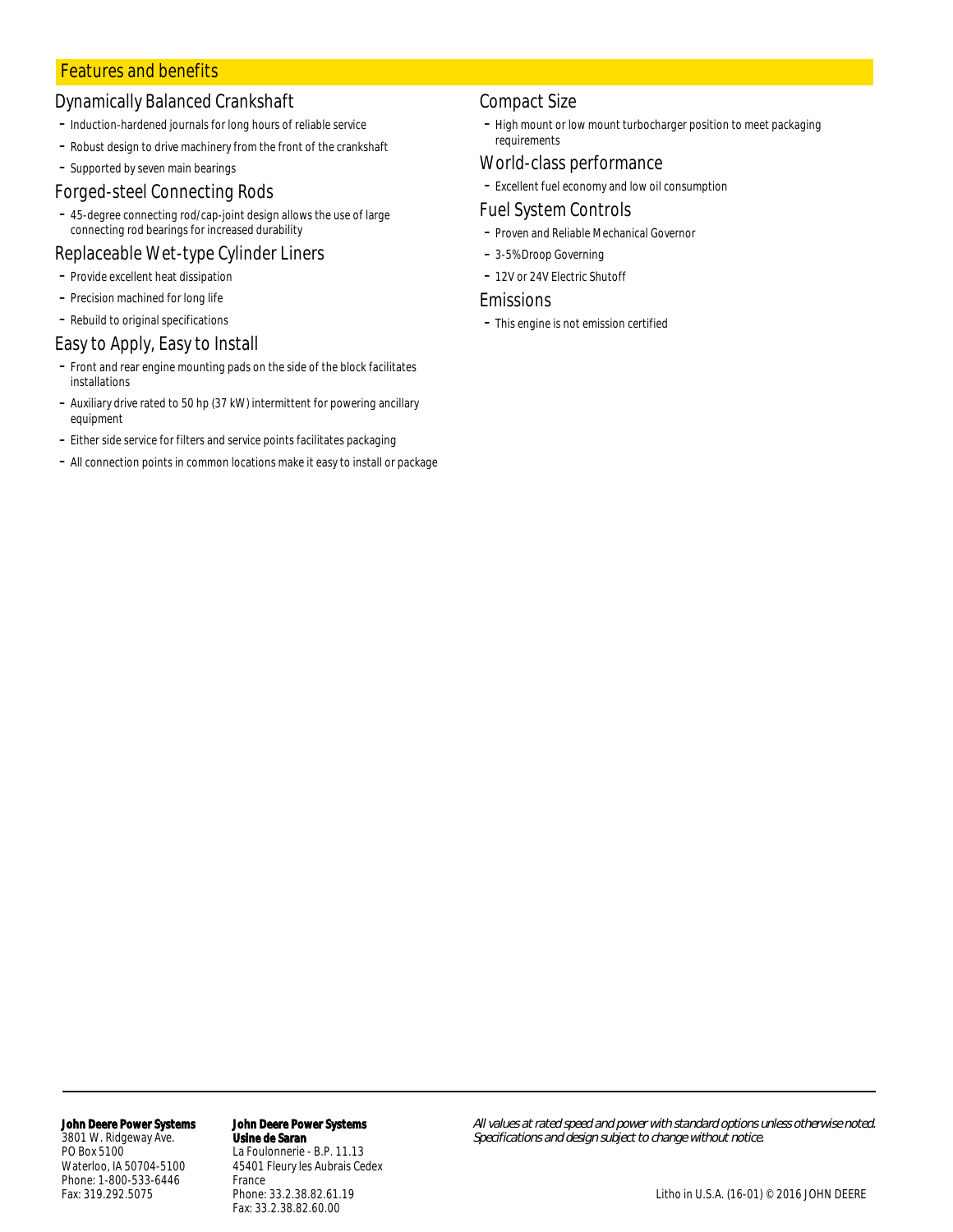## Features and benefits

### Dynamically Balanced Crankshaft

- Induction-hardened journals for long hours of reliable service
- Robust design to drive machinery from the front of the crankshaft
- Supported by seven main bearings

### Forged-steel Connecting Rods

- 45-degree connecting rod/cap-joint design allows the use of large connecting rod bearings for increased durability

### Replaceable Wet-type Cylinder Liners

- Provide excellent heat dissipation
- Precision machined for long life
- Rebuild to original specifications

### Easy to Apply, Easy to Install

- Front and rear engine mounting pads on the side of the block facilitates installations
- Auxiliary drive rated to 50 hp (37 kW) intermittent for powering ancillary equipment
- Either side service for filters and service points facilitates packaging
- All connection points in common locations make it easy to install or package

### Compact Size

- High mount or low mount turbocharger position to meet packaging requirements

### World-class performance

- Excellent fuel economy and low oil consumption

### Fuel System Controls

- Proven and Reliable Mechanical Governor
- 3-5% Droop Governing
- 12V or 24V Electric Shutoff

### Emissions

- This engine is not emission certified

**John Deere Power Systems**
3801 W. Ridgeway Ave.
PO Box 5100
Waterloo, IA 50704-5100
Phone: 1-800-533-6446
Fax: 319.292.5075

**John Deere Power Systems**
**Usine de Saran**
La Foulonnerie - B.P. 11.13
45401 Fleury les Aubrais Cedex
France
Phone: 33.2.38.82.61.19
Fax: 33.2.38.82.60.00

*All values at rated speed and power with standard options unless otherwise noted.*
*Specifications and design subject to change without notice.*

Litho in U.S.A. (16-01) © 2016 JOHN DEERE